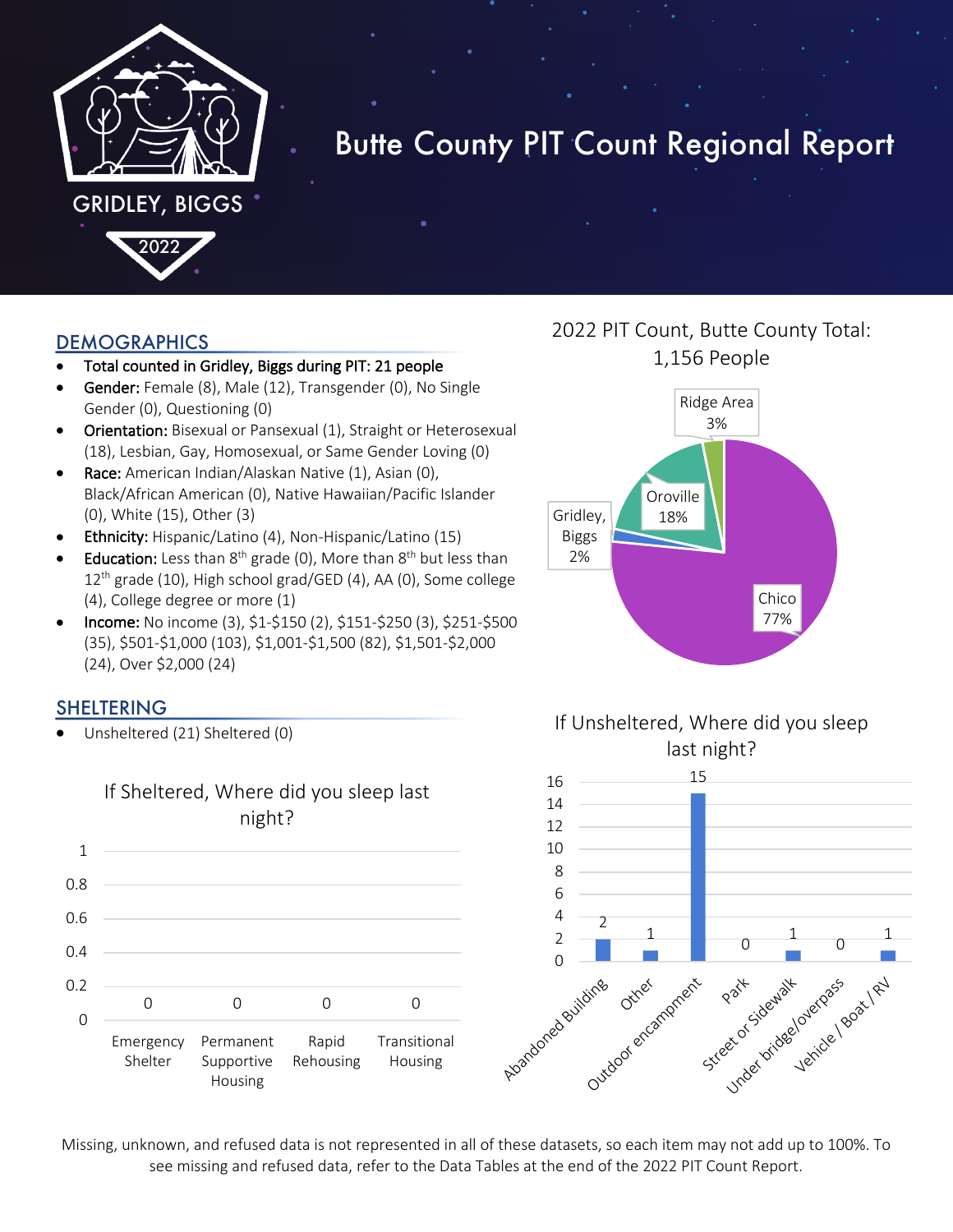# Butte County PIT Count Regional Report

GRIDLEY, BIGGS

2022

## DEMOGRAPHICS

- Total counted in Gridley, Biggs during PIT: 21 people
- **Gender:** Female (8), Male (12), Transgender (0), No Single Gender (0), Questioning (0)
- **Orientation:** Bisexual or Pansexual (1), Straight or Heterosexual (18), Lesbian, Gay, Homosexual, or Same Gender Loving (0)
- **Race:** American Indian/Alaskan Native (1), Asian (0), Black/African American (0), Native Hawaiian/Pacific Islander (0), White (15), Other (3)
- **Ethnicity:** Hispanic/Latino (4), Non-Hispanic/Latino (15)
- **Education:** Less than 8th grade (0), More than 8th but less than 12th grade (10), High school grad/GED (4), AA (0), Some college (4), College degree or more (1)
- **Income:** No income (3), $1-$150 (2), $151-$250 (3), $251-$500 (35), $501-$1,000 (103), $1,001-$1,500 (82), $1,501-$2,000 (24), Over $2,000 (24)

## SHELTERING

- Unsheltered (21) Sheltered (0)

### If Sheltered, Where did you sleep last night?

| Location | Count |
|---|---|
| Emergency Shelter | 0 |
| Permanent Supportive Housing | 0 |
| Rapid Rehousing | 0 |
| Transitional Housing | 0 |

### 2022 PIT Count, Butte County Total: 1,156 People

| Region | Percent |
|---|---|
| Chico | 77% |
| Oroville | 18% |
| Ridge Area | 3% |
| Gridley, Biggs | 2% |

### If Unsheltered, Where did you sleep last night?

| Location | Count |
|---|---|
| Abandoned Building | 2 |
| Other | 1 |
| Outdoor encampment | 15 |
| Park | 0 |
| Street or Sidewalk | 1 |
| Under bridge/overpass | 0 |
| Vehicle / Boat / RV | 1 |

Missing, unknown, and refused data is not represented in all of these datasets, so each item may not add up to 100%. To see missing and refused data, refer to the Data Tables at the end of the 2022 PIT Count Report.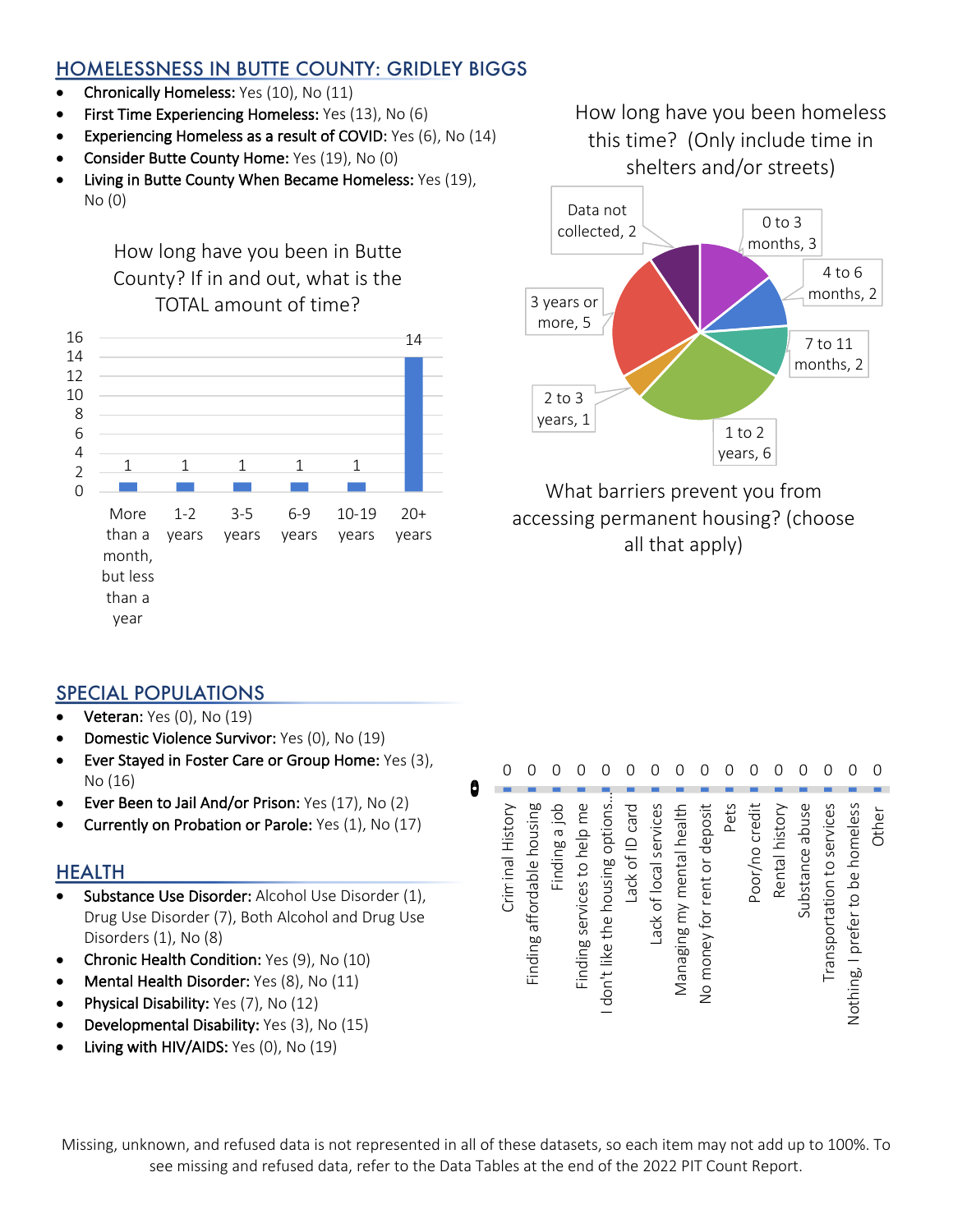## HOMELESSNESS IN BUTTE COUNTY: GRIDLEY BIGGS

- **Chronically Homeless:** Yes (10), No (11)
- **First Time Experiencing Homeless:** Yes (13), No (6)
- **Experiencing Homeless as a result of COVID:** Yes (6), No (14)
- **Consider Butte County Home:** Yes (19), No (0)
- **Living in Butte County When Became Homeless:** Yes (19), No (0)

How long have you been in Butte County? If in and out, what is the TOTAL amount of time?

16
14
12
10
8
6
4
2
0

More than a month, but less than a year: 1
1-2 years: 1
3-5 years: 1
6-9 years: 1
10-19 years: 1
20+ years: 14

How long have you been homeless this time? (Only include time in shelters and/or streets)

Data not collected, 2
0 to 3 months, 3
4 to 6 months, 2
7 to 11 months, 2
1 to 2 years, 6
2 to 3 years, 1
3 years or more, 5

## SPECIAL POPULATIONS

- **Veteran:** Yes (0), No (19)
- **Domestic Violence Survivor:** Yes (0), No (19)
- **Ever Stayed in Foster Care or Group Home:** Yes (3), No (16)
- **Ever Been to Jail And/or Prison:** Yes (17), No (2)
- **Currently on Probation or Parole:** Yes (1), No (17)

## HEALTH

- **Substance Use Disorder:** Alcohol Use Disorder (1), Drug Use Disorder (7), Both Alcohol and Drug Use Disorders (1), No (8)
- **Chronic Health Condition:** Yes (9), No (10)
- **Mental Health Disorder:** Yes (8), No (11)
- **Physical Disability:** Yes (7), No (12)
- **Developmental Disability:** Yes (3), No (15)
- **Living with HIV/AIDS:** Yes (0), No (19)

What barriers prevent you from accessing permanent housing? (choose all that apply)

0

Criminal History: 0
Finding affordable housing: 0
Finding a job: 0
Finding services to help me: 0
I don't like the housing options...: 0
Lack of ID card: 0
Lack of local services: 0
Managing my mental health: 0
No money for rent or deposit: 0
Pets: 0
Poor/no credit: 0
Rental history: 0
Substance abuse: 0
Transportation to services: 0
Nothing, I prefer to be homeless: 0
Other: 0

Missing, unknown, and refused data is not represented in all of these datasets, so each item may not add up to 100%. To see missing and refused data, refer to the Data Tables at the end of the 2022 PIT Count Report.